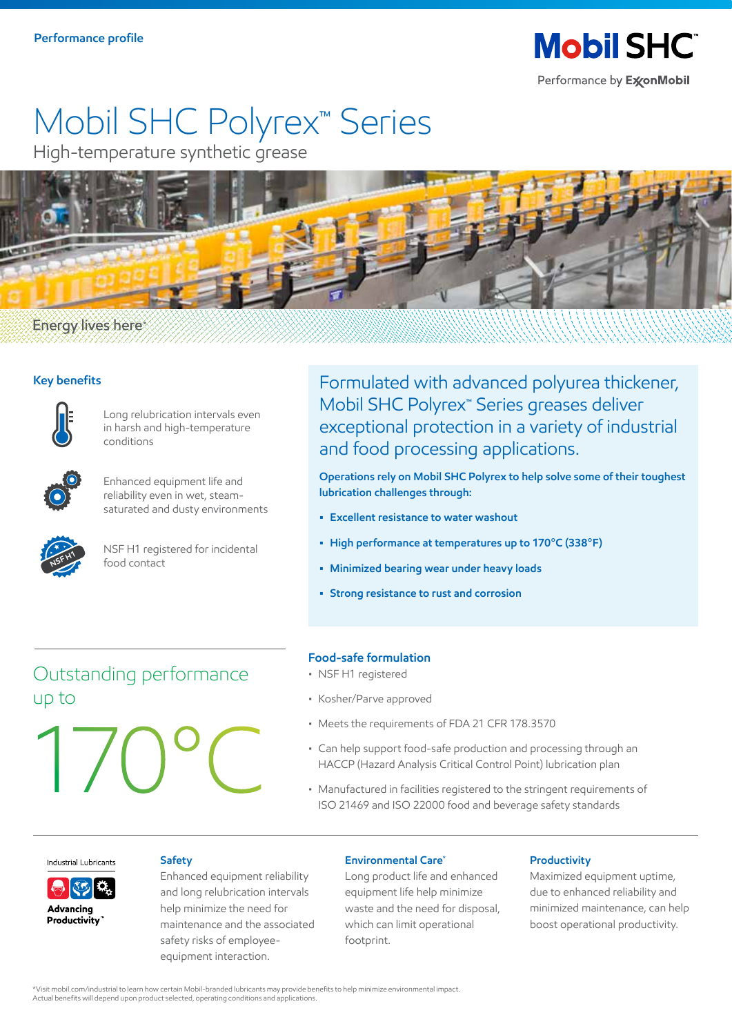Performance profile

Mobil SHC™

Performance by ExxonMobil

# Mobil SHC Polyrex™ Series

High-temperature synthetic grease

Energy lives here™

## Key benefits

- Long relubrication intervals even in harsh and high-temperature conditions
- Enhanced equipment life and reliability even in wet, steam-saturated and dusty environments
- NSF H1 registered for incidental food contact

## Formulated with advanced polyurea thickener, Mobil SHC Polyrex™ Series greases deliver exceptional protection in a variety of industrial and food processing applications.

**Operations rely on Mobil SHC Polyrex to help solve some of their toughest lubrication challenges through:**

- **Excellent resistance to water washout**
- **High performance at temperatures up to 170°C (338°F)**
- **Minimized bearing wear under heavy loads**
- **Strong resistance to rust and corrosion**

## Outstanding performance up to

# 170°C

### Food-safe formulation

- NSF H1 registered
- Kosher/Parve approved
- Meets the requirements of FDA 21 CFR 178.3570
- Can help support food-safe production and processing through an HACCP (Hazard Analysis Critical Control Point) lubrication plan
- Manufactured in facilities registered to the stringent requirements of ISO 21469 and ISO 22000 food and beverage safety standards

Industrial Lubricants

Advancing Productivity™

### Safety

Enhanced equipment reliability and long relubrication intervals help minimize the need for maintenance and the associated safety risks of employee-equipment interaction.

### Environmental Care*

Long product life and enhanced equipment life help minimize waste and the need for disposal, which can limit operational footprint.

### Productivity

Maximized equipment uptime, due to enhanced reliability and minimized maintenance, can help boost operational productivity.

*Visit mobil.com/industrial to learn how certain Mobil-branded lubricants may provide benefits to help minimize environmental impact. Actual benefits will depend upon product selected, operating conditions and applications.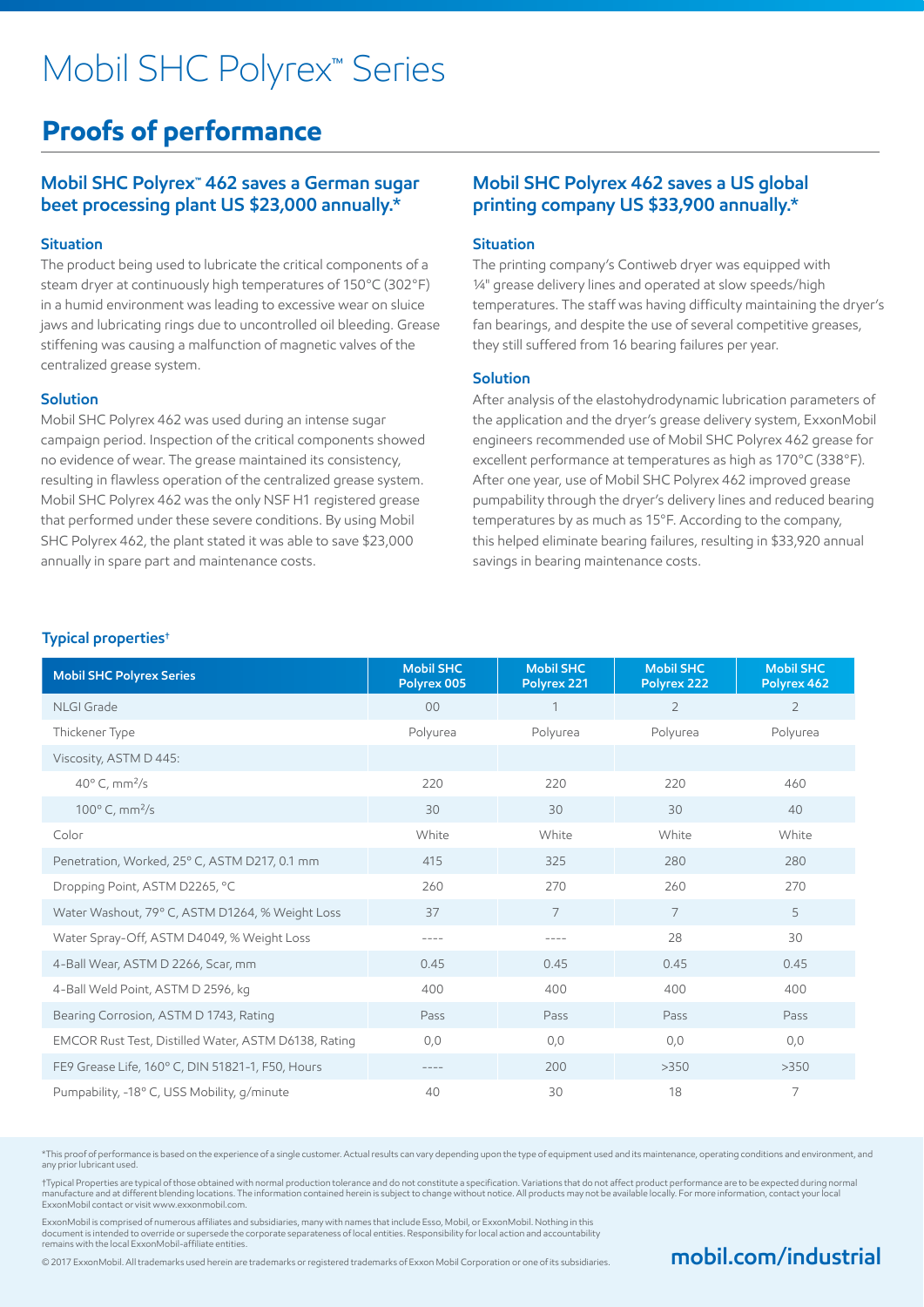# Mobil SHC Polyrex™ Series

## Proofs of performance

### Mobil SHC Polyrex™ 462 saves a German sugar beet processing plant US $23,000 annually.*

#### Situation

The product being used to lubricate the critical components of a steam dryer at continuously high temperatures of 150°C (302°F) in a humid environment was leading to excessive wear on sluice jaws and lubricating rings due to uncontrolled oil bleeding. Grease stiffening was causing a malfunction of magnetic valves of the centralized grease system.

#### Solution

Mobil SHC Polyrex 462 was used during an intense sugar campaign period. Inspection of the critical components showed no evidence of wear. The grease maintained its consistency, resulting in flawless operation of the centralized grease system. Mobil SHC Polyrex 462 was the only NSF H1 registered grease that performed under these severe conditions. By using Mobil SHC Polyrex 462, the plant stated it was able to save $23,000 annually in spare part and maintenance costs.

### Mobil SHC Polyrex 462 saves a US global printing company US $33,900 annually.*

#### Situation

The printing company's Contiweb dryer was equipped with ¼" grease delivery lines and operated at slow speeds/high temperatures. The staff was having difficulty maintaining the dryer's fan bearings, and despite the use of several competitive greases, they still suffered from 16 bearing failures per year.

#### Solution

After analysis of the elastohydrodynamic lubrication parameters of the application and the dryer's grease delivery system, ExxonMobil engineers recommended use of Mobil SHC Polyrex 462 grease for excellent performance at temperatures as high as 170°C (338°F). After one year, use of Mobil SHC Polyrex 462 improved grease pumpability through the dryer's delivery lines and reduced bearing temperatures by as much as 15°F. According to the company, this helped eliminate bearing failures, resulting in $33,920 annual savings in bearing maintenance costs.

### Typical properties†

| Mobil SHC Polyrex Series | Mobil SHC Polyrex 005 | Mobil SHC Polyrex 221 | Mobil SHC Polyrex 222 | Mobil SHC Polyrex 462 |
|---|---|---|---|---|
| NLGI Grade | 00 | 1 | 2 | 2 |
| Thickener Type | Polyurea | Polyurea | Polyurea | Polyurea |
| Viscosity, ASTM D 445: | | | | |
| 40° C, mm²/s | 220 | 220 | 220 | 460 |
| 100° C, mm²/s | 30 | 30 | 30 | 40 |
| Color | White | White | White | White |
| Penetration, Worked, 25° C, ASTM D217, 0.1 mm | 415 | 325 | 280 | 280 |
| Dropping Point, ASTM D2265, °C | 260 | 270 | 260 | 270 |
| Water Washout, 79° C, ASTM D1264, % Weight Loss | 37 | 7 | 7 | 5 |
| Water Spray-Off, ASTM D4049, % Weight Loss | ---- | ---- | 28 | 30 |
| 4-Ball Wear, ASTM D 2266, Scar, mm | 0.45 | 0.45 | 0.45 | 0.45 |
| 4-Ball Weld Point, ASTM D 2596, kg | 400 | 400 | 400 | 400 |
| Bearing Corrosion, ASTM D 1743, Rating | Pass | Pass | Pass | Pass |
| EMCOR Rust Test, Distilled Water, ASTM D6138, Rating | 0,0 | 0,0 | 0,0 | 0,0 |
| FE9 Grease Life, 160° C, DIN 51821-1, F50, Hours | ---- | 200 | >350 | >350 |
| Pumpability, -18° C, USS Mobility, g/minute | 40 | 30 | 18 | 7 |

*This proof of performance is based on the experience of a single customer. Actual results can vary depending upon the type of equipment used and its maintenance, operating conditions and environment, and any prior lubricant used.

†Typical Properties are typical of those obtained with normal production tolerance and do not constitute a specification. Variations that do not affect product performance are to be expected during normal manufacture and at different blending locations. The information contained herein is subject to change without notice. All products may not be available locally. For more information, contact your local ExxonMobil contact or visit www.exxonmobil.com.

ExxonMobil is comprised of numerous affiliates and subsidiaries, many with names that include Esso, Mobil, or ExxonMobil. Nothing in this document is intended to override or supersede the corporate separateness of local entities. Responsibility for local action and accountability remains with the local ExxonMobil-affiliate entities.

© 2017 ExxonMobil. All trademarks used herein are trademarks or registered trademarks of Exxon Mobil Corporation or one of its subsidiaries.

**mobil.com/industrial**